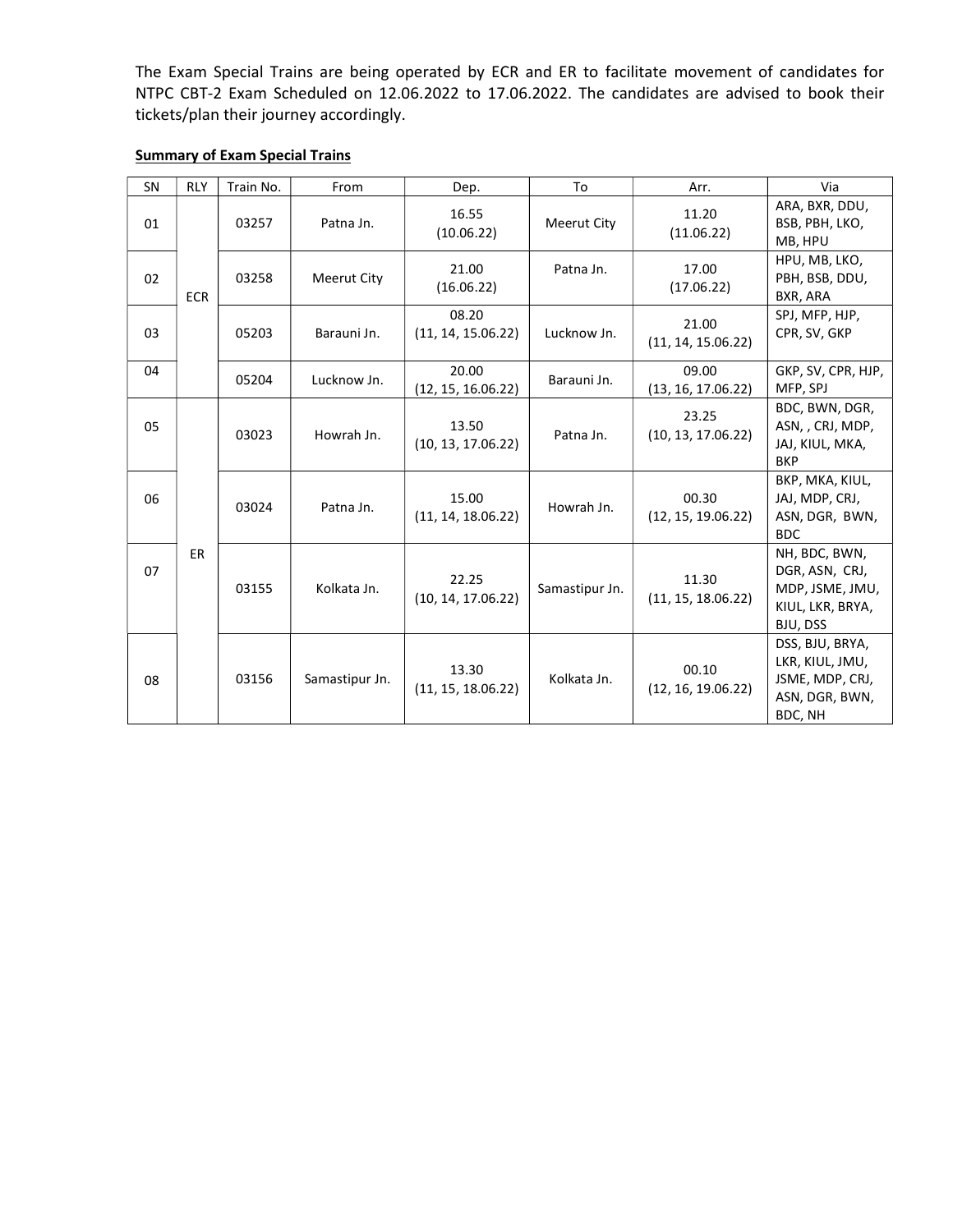The Exam Special Trains are being operated by ECR and ER to facilitate movement of candidates for NTPC CBT-2 Exam Scheduled on 12.06.2022 to 17.06.2022. The candidates are advised to book their tickets/plan their journey accordingly.

**Summary of Exam Special Trains**

| SN | RLY | Train No. | From | Dep. | To | Arr. | Via |
|---|---|---|---|---|---|---|---|
| 01 | ECR | 03257 | Patna Jn. | 16.55 (10.06.22) | Meerut City | 11.20 (11.06.22) | ARA, BXR, DDU, BSB, PBH, LKO, MB, HPU |
| 02 | | 03258 | Meerut City | 21.00 (16.06.22) | Patna Jn. | 17.00 (17.06.22) | HPU, MB, LKO, PBH, BSB, DDU, BXR, ARA |
| 03 | | 05203 | Barauni Jn. | 08.20 (11, 14, 15.06.22) | Lucknow Jn. | 21.00 (11, 14, 15.06.22) | SPJ, MFP, HJP, CPR, SV, GKP |
| 04 | | 05204 | Lucknow Jn. | 20.00 (12, 15, 16.06.22) | Barauni Jn. | 09.00 (13, 16, 17.06.22) | GKP, SV, CPR, HJP, MFP, SPJ |
| 05 | ER | 03023 | Howrah Jn. | 13.50 (10, 13, 17.06.22) | Patna Jn. | 23.25 (10, 13, 17.06.22) | BDC, BWN, DGR, ASN, , CRJ, MDP, JAJ, KIUL, MKA, BKP |
| 06 | | 03024 | Patna Jn. | 15.00 (11, 14, 18.06.22) | Howrah Jn. | 00.30 (12, 15, 19.06.22) | BKP, MKA, KIUL, JAJ, MDP, CRJ, ASN, DGR, BWN, BDC |
| 07 | | 03155 | Kolkata Jn. | 22.25 (10, 14, 17.06.22) | Samastipur Jn. | 11.30 (11, 15, 18.06.22) | NH, BDC, BWN, DGR, ASN, CRJ, MDP, JSME, JMU, KIUL, LKR, BRYA, BJU, DSS |
| 08 | | 03156 | Samastipur Jn. | 13.30 (11, 15, 18.06.22) | Kolkata Jn. | 00.10 (12, 16, 19.06.22) | DSS, BJU, BRYA, LKR, KIUL, JMU, JSME, MDP, CRJ, ASN, DGR, BWN, BDC, NH |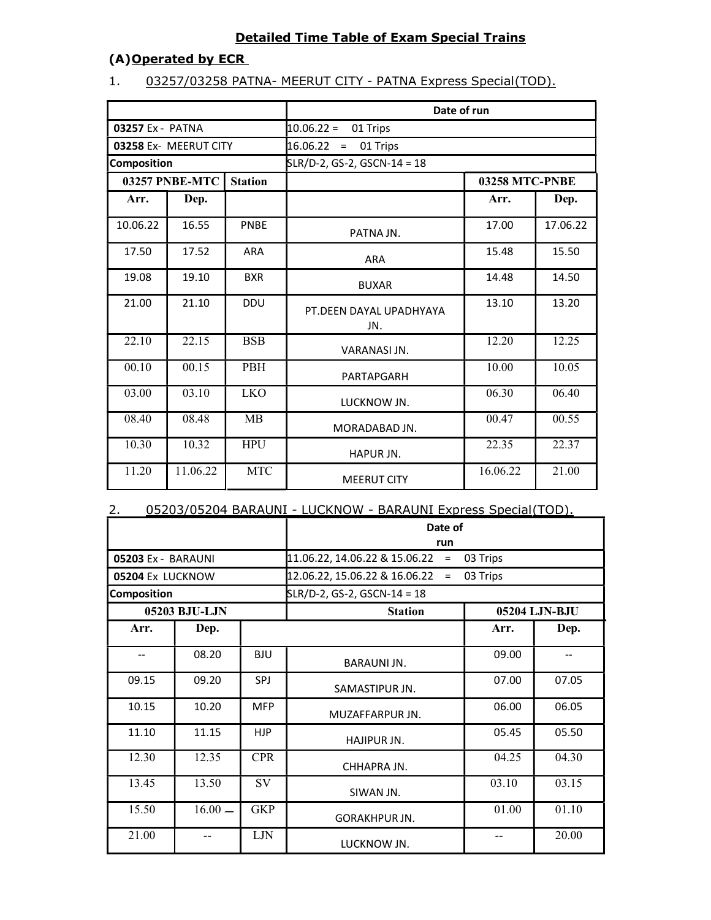## Detailed Time Table of Exam Special Trains

### (A) Operated by ECR

1. 03257/03258 PATNA- MEERUT CITY - PATNA Express Special(TOD).

| | | | Date of run | | |
|---|---|---|---|---|---|
| **03257** Ex - PATNA | | | 10.06.22 = 01 Trips | | |
| **03258** Ex- MEERUT CITY | | | 16.06.22 = 01 Trips | | |
| **Composition** | | | SLR/D-2, GS-2, GSCN-14 = 18 | | |
| **03257 PNBE-MTC** | | **Station** | | **03258 MTC-PNBE** | |
| **Arr.** | **Dep.** | | | **Arr.** | **Dep.** |
| 10.06.22 | 16.55 | PNBE | PATNA JN. | 17.00 | 17.06.22 |
| 17.50 | 17.52 | ARA | ARA | 15.48 | 15.50 |
| 19.08 | 19.10 | BXR | BUXAR | 14.48 | 14.50 |
| 21.00 | 21.10 | DDU | PT.DEEN DAYAL UPADHYAYA JN. | 13.10 | 13.20 |
| 22.10 | 22.15 | BSB | VARANASI JN. | 12.20 | 12.25 |
| 00.10 | 00.15 | PBH | PARTAPGARH | 10.00 | 10.05 |
| 03.00 | 03.10 | LKO | LUCKNOW JN. | 06.30 | 06.40 |
| 08.40 | 08.48 | MB | MORADABAD JN. | 00.47 | 00.55 |
| 10.30 | 10.32 | HPU | HAPUR JN. | 22.35 | 22.37 |
| 11.20 | 11.06.22 | MTC | MEERUT CITY | 16.06.22 | 21.00 |

2. 05203/05204 BARAUNI - LUCKNOW - BARAUNI Express Special(TOD).

| | | | Date of run | | |
|---|---|---|---|---|---|
| **05203** Ex - BARAUNI | | | 11.06.22, 14.06.22 & 15.06.22 = 03 Trips | | |
| **05204** Ex LUCKNOW | | | 12.06.22, 15.06.22 & 16.06.22 = 03 Trips | | |
| **Composition** | | | SLR/D-2, GS-2, GSCN-14 = 18 | | |
| **05203 BJU-LJN** | | | **Station** | **05204 LJN-BJU** | |
| **Arr.** | **Dep.** | | | **Arr.** | **Dep.** |
| -- | 08.20 | BJU | BARAUNI JN. | 09.00 | -- |
| 09.15 | 09.20 | SPJ | SAMASTIPUR JN. | 07.00 | 07.05 |
| 10.15 | 10.20 | MFP | MUZAFFARPUR JN. | 06.00 | 06.05 |
| 11.10 | 11.15 | HJP | HAJIPUR JN. | 05.45 | 05.50 |
| 12.30 | 12.35 | CPR | CHHAPRA JN. | 04.25 | 04.30 |
| 13.45 | 13.50 | SV | SIWAN JN. | 03.10 | 03.15 |
| 15.50 | 16.00 | GKP | GORAKHPUR JN. | 01.00 | 01.10 |
| 21.00 | -- | LJN | LUCKNOW JN. | -- | 20.00 |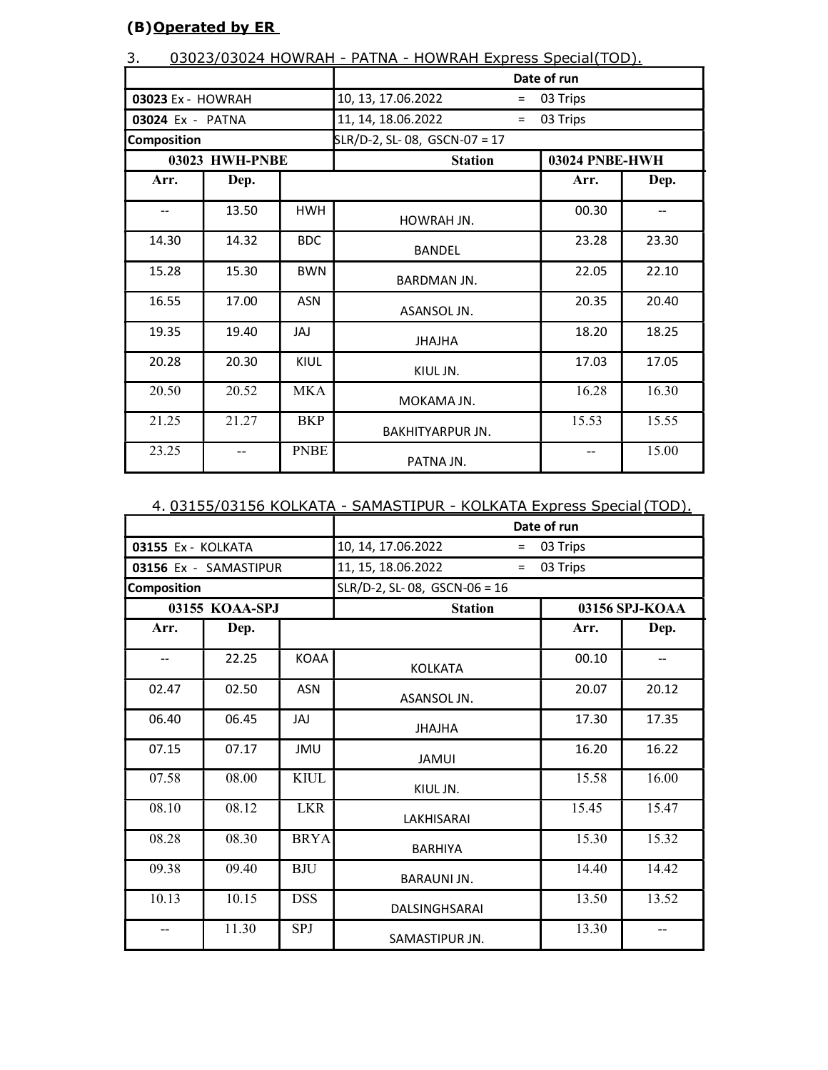## (B) Operated by ER

3. 03023/03024 HOWRAH - PATNA - HOWRAH Express Special(TOD).

| | | | Date of run | | |
|---|---|---|---|---|---|
| **03023** Ex - HOWRAH | | | 10, 13, 17.06.2022 = 03 Trips | | |
| **03024** Ex - PATNA | | | 11, 14, 18.06.2022 = 03 Trips | | |
| **Composition** | | | SLR/D-2, SL- 08, GSCN-07 = 17 | | |
| **03023 HWH-PNBE** | | | **Station** | **03024 PNBE-HWH** | |
| **Arr.** | **Dep.** | | | **Arr.** | **Dep.** |
| -- | 13.50 | HWH | HOWRAH JN. | 00.30 | -- |
| 14.30 | 14.32 | BDC | BANDEL | 23.28 | 23.30 |
| 15.28 | 15.30 | BWN | BARDMAN JN. | 22.05 | 22.10 |
| 16.55 | 17.00 | ASN | ASANSOL JN. | 20.35 | 20.40 |
| 19.35 | 19.40 | JAJ | JHAJHA | 18.20 | 18.25 |
| 20.28 | 20.30 | KIUL | KIUL JN. | 17.03 | 17.05 |
| 20.50 | 20.52 | MKA | MOKAMA JN. | 16.28 | 16.30 |
| 21.25 | 21.27 | BKP | BAKHITYARPUR JN. | 15.53 | 15.55 |
| 23.25 | -- | PNBE | PATNA JN. | -- | 15.00 |

4. 03155/03156 KOLKATA - SAMASTIPUR - KOLKATA Express Special (TOD).

| | | | Date of run | | |
|---|---|---|---|---|---|
| **03155** Ex - KOLKATA | | | 10, 14, 17.06.2022 = 03 Trips | | |
| **03156** Ex - SAMASTIPUR | | | 11, 15, 18.06.2022 = 03 Trips | | |
| **Composition** | | | SLR/D-2, SL- 08, GSCN-06 = 16 | | |
| **03155 KOAA-SPJ** | | | **Station** | **03156 SPJ-KOAA** | |
| **Arr.** | **Dep.** | | | **Arr.** | **Dep.** |
| -- | 22.25 | KOAA | KOLKATA | 00.10 | -- |
| 02.47 | 02.50 | ASN | ASANSOL JN. | 20.07 | 20.12 |
| 06.40 | 06.45 | JAJ | JHAJHA | 17.30 | 17.35 |
| 07.15 | 07.17 | JMU | JAMUI | 16.20 | 16.22 |
| 07.58 | 08.00 | KIUL | KIUL JN. | 15.58 | 16.00 |
| 08.10 | 08.12 | LKR | LAKHISARAI | 15.45 | 15.47 |
| 08.28 | 08.30 | BRYA | BARHIYA | 15.30 | 15.32 |
| 09.38 | 09.40 | BJU | BARAUNI JN. | 14.40 | 14.42 |
| 10.13 | 10.15 | DSS | DALSINGHSARAI | 13.50 | 13.52 |
| -- | 11.30 | SPJ | SAMASTIPUR JN. | 13.30 | -- |